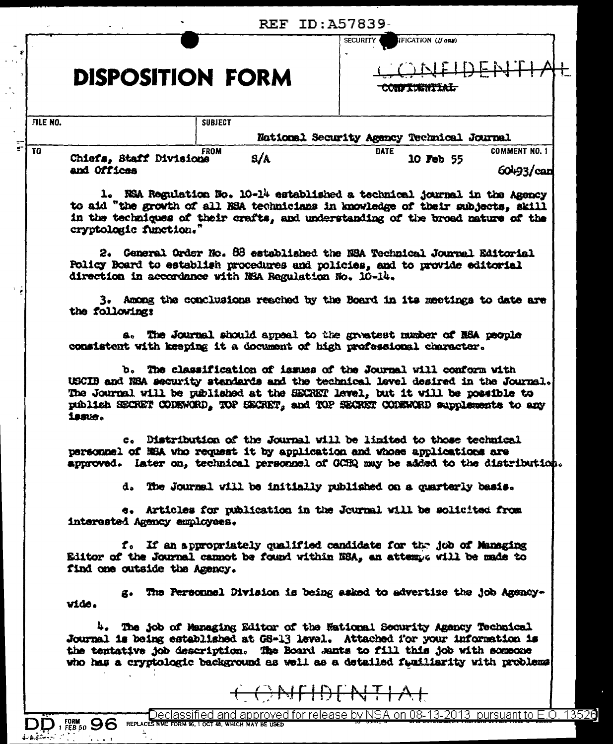REF ID:A57839

# DISPOSITION FORM

SECURITY CLASSIFICATION (If any)

CONFIDENTIAL

~~CONFIDENTIAL~~

| FILE NO. | SUBJECT | | |
|---|---|---|---|
| | National Security Agency Technical Journal | | |
| TO: Chiefs, Staff Divisions and Offices | FROM: S/A | DATE: 10 Feb 55 | COMMENT NO. 1 60493/can |

1. NSA Regulation No. 10-14 established a technical journal in the Agency to aid "the growth of all NSA technicians in knowledge of their subjects, skill in the techniques of their crafts, and understanding of the broad nature of the cryptologic function."

2. General Order No. 88 established the NSA Technical Journal Editorial Policy Board to establish procedures and policies, and to provide editorial direction in accordance with NSA Regulation No. 10-14.

3. Among the conclusions reached by the Board in its meetings to date are the following:

a. The Journal should appeal to the greatest number of NSA people consistent with keeping it a document of high professional character.

b. The classification of issues of the Journal will conform with USCIB and NSA security standards and the technical level desired in the Journal. The Journal will be published at the SECRET level, but it will be possible to publish SECRET CODEWORD, TOP SECRET, and TOP SECRET CODEWORD supplements to any issue.

c. Distribution of the Journal will be limited to those technical personnel of NSA who request it by application and whose applications are approved. Later on, technical personnel of GCHQ may be added to the distribution.

d. The Journal will be initially published on a quarterly basis.

e. Articles for publication in the Journal will be solicited from interested Agency employees.

f. If an appropriately qualified candidate for the job of Managing Editor of the Journal cannot be found within NSA, an attempt will be made to find one outside the Agency.

g. The Personnel Division is being asked to advertize the job Agency-wide.

4. The job of Managing Editor of the National Security Agency Technical Journal is being established at GS-13 level. Attached for your information is the tentative job description. The Board wants to fill this job with someone who has a cryptologic background as well as a detailed familiarity with problems

CONFIDENTIAL

Declassified and approved for release by NSA on 08-13-2013 pursuant to E.O. 13526

DD FORM 1 FEB 50 96 REPLACES NME FORM 96, 1 OCT 48, WHICH MAY BE USED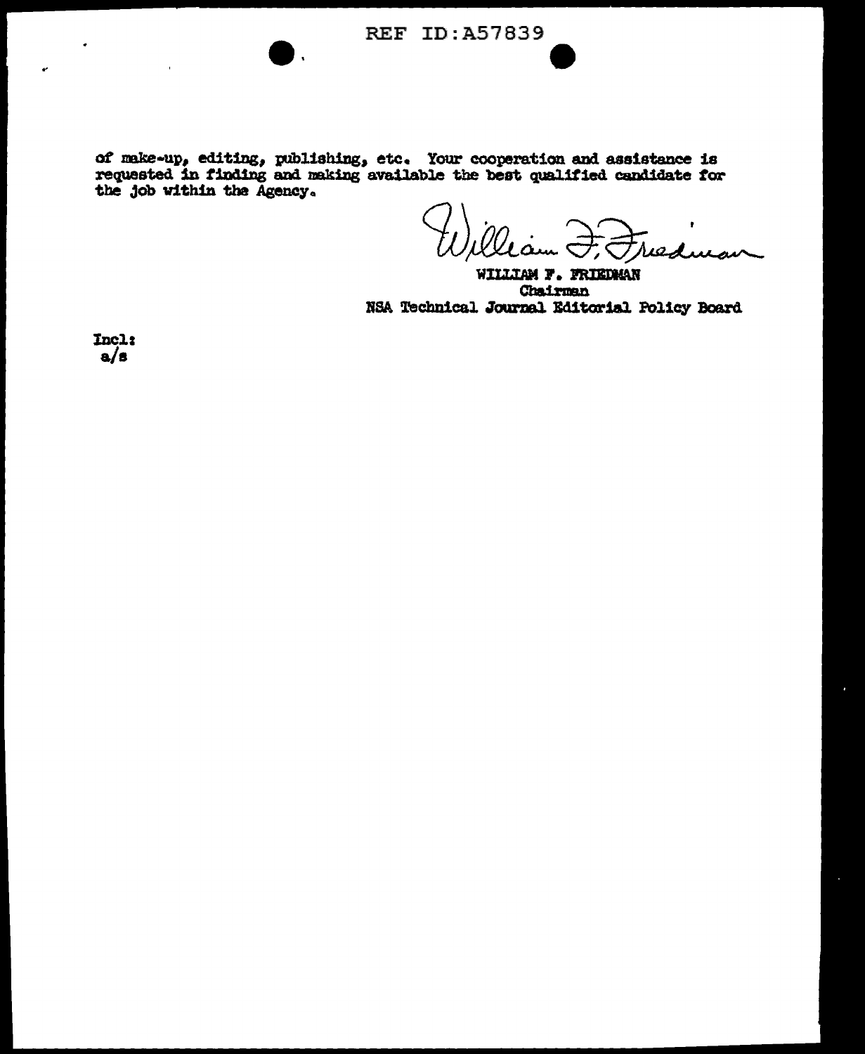of make-up, editing, publishing, etc. Your cooperation and assistance is requested in finding and making available the best qualified candidate for the job within the Agency.

William F. Friedman

WILLIAM F. FRIEDMAN
Chairman
NSA Technical Journal Editorial Policy Board

Incl:
a/s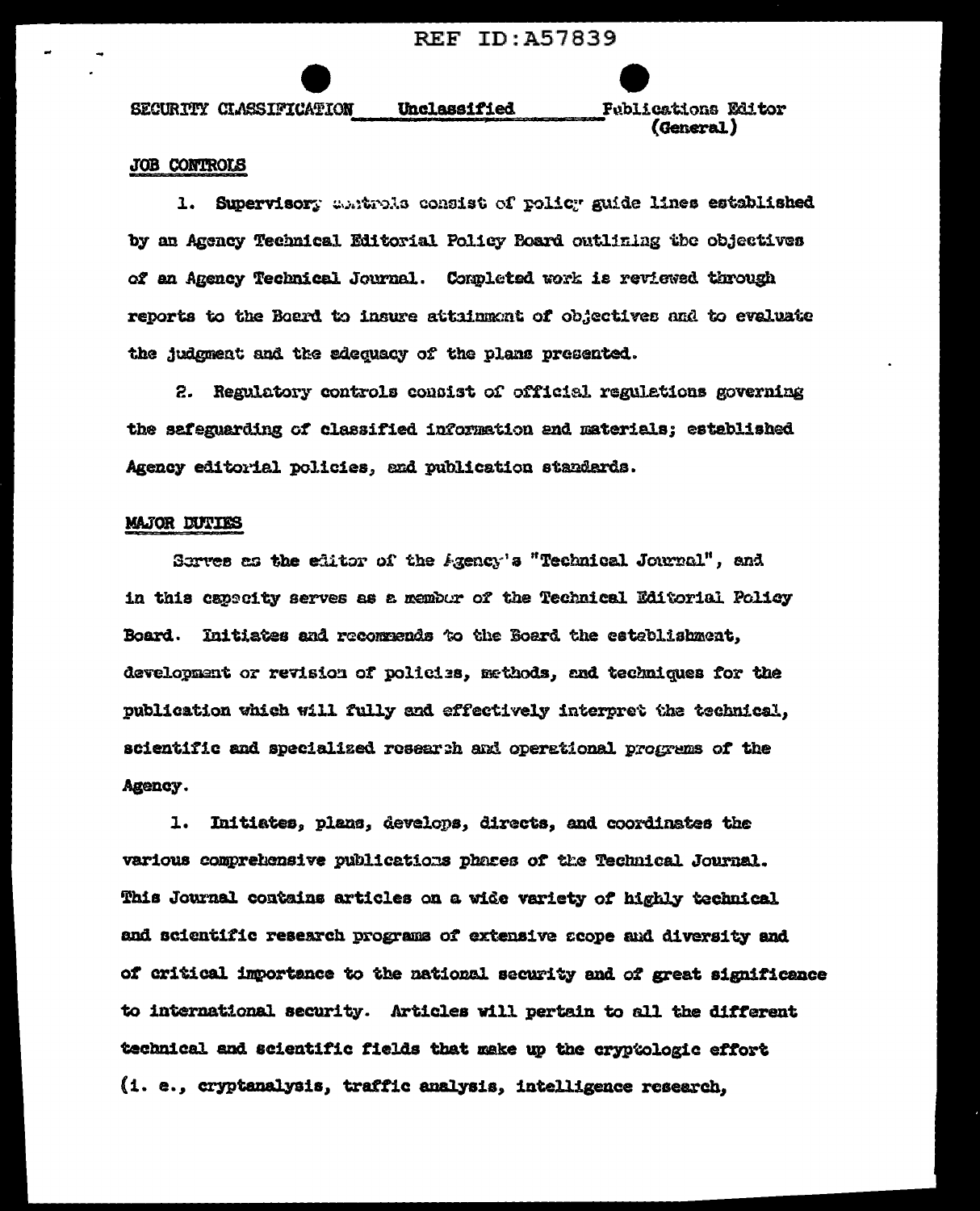SECURITY CLASSIFICATION Unclassified Publications Editor (General)

## JOB CONTROLS

1. Supervisory controls consist of policy guide lines established by an Agency Technical Editorial Policy Board outlining the objectives of an Agency Technical Journal. Completed work is reviewed through reports to the Board to insure attainment of objectives and to evaluate the judgment and the adequacy of the plans presented.

2. Regulatory controls consist of official regulations governing the safeguarding of classified information and materials; established Agency editorial policies, and publication standards.

## MAJOR DUTIES

Serves as the editor of the Agency's "Technical Journal", and in this capacity serves as a member of the Technical Editorial Policy Board. Initiates and recommends to the Board the establishment, development or revision of policies, methods, and techniques for the publication which will fully and effectively interpret the technical, scientific and specialized research and operational programs of the Agency.

1. Initiates, plans, develops, directs, and coordinates the various comprehensive publications phases of the Technical Journal. This Journal contains articles on a wide variety of highly technical and scientific research programs of extensive scope and diversity and of critical importance to the national security and of great significance to international security. Articles will pertain to all the different technical and scientific fields that make up the cryptologic effort (i. e., cryptanalysis, traffic analysis, intelligence research,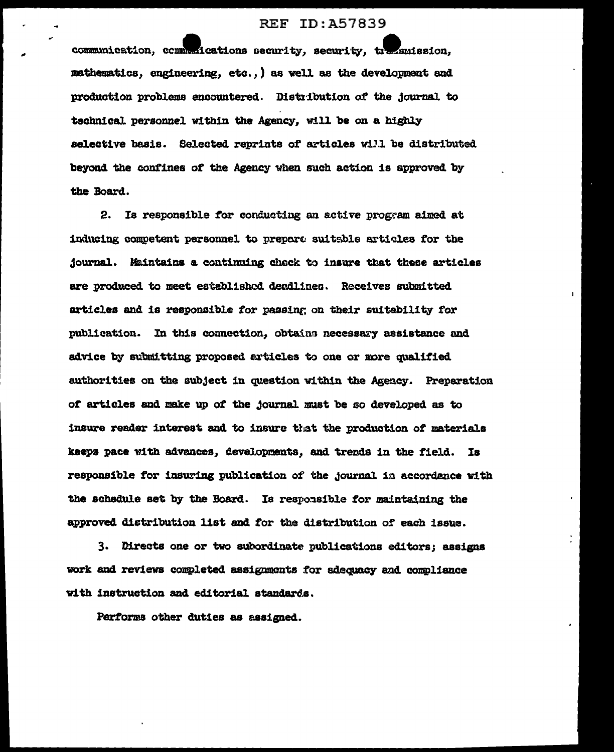communication, communications security, security, transmission, mathematics, engineering, etc.,) as well as the development and production problems encountered. Distribution of the journal to technical personnel within the Agency, will be on a highly selective basis. Selected reprints of articles will be distributed beyond the confines of the Agency when such action is approved by the Board.

2. Is responsible for conducting an active program aimed at inducing competent personnel to prepare suitable articles for the journal. Maintains a continuing check to insure that these articles are produced to meet established deadlines. Receives submitted articles and is responsible for passing on their suitability for publication. In this connection, obtains necessary assistance and advice by submitting proposed articles to one or more qualified authorities on the subject in question within the Agency. Preparation of articles and make up of the journal must be so developed as to insure reader interest and to insure that the production of materials keeps pace with advances, developments, and trends in the field. Is responsible for insuring publication of the journal in accordance with the schedule set by the Board. Is responsible for maintaining the approved distribution list and for the distribution of each issue.

3. Directs one or two subordinate publications editors; assigns work and reviews completed assignments for adequacy and compliance with instruction and editorial standards.

Performs other duties as assigned.